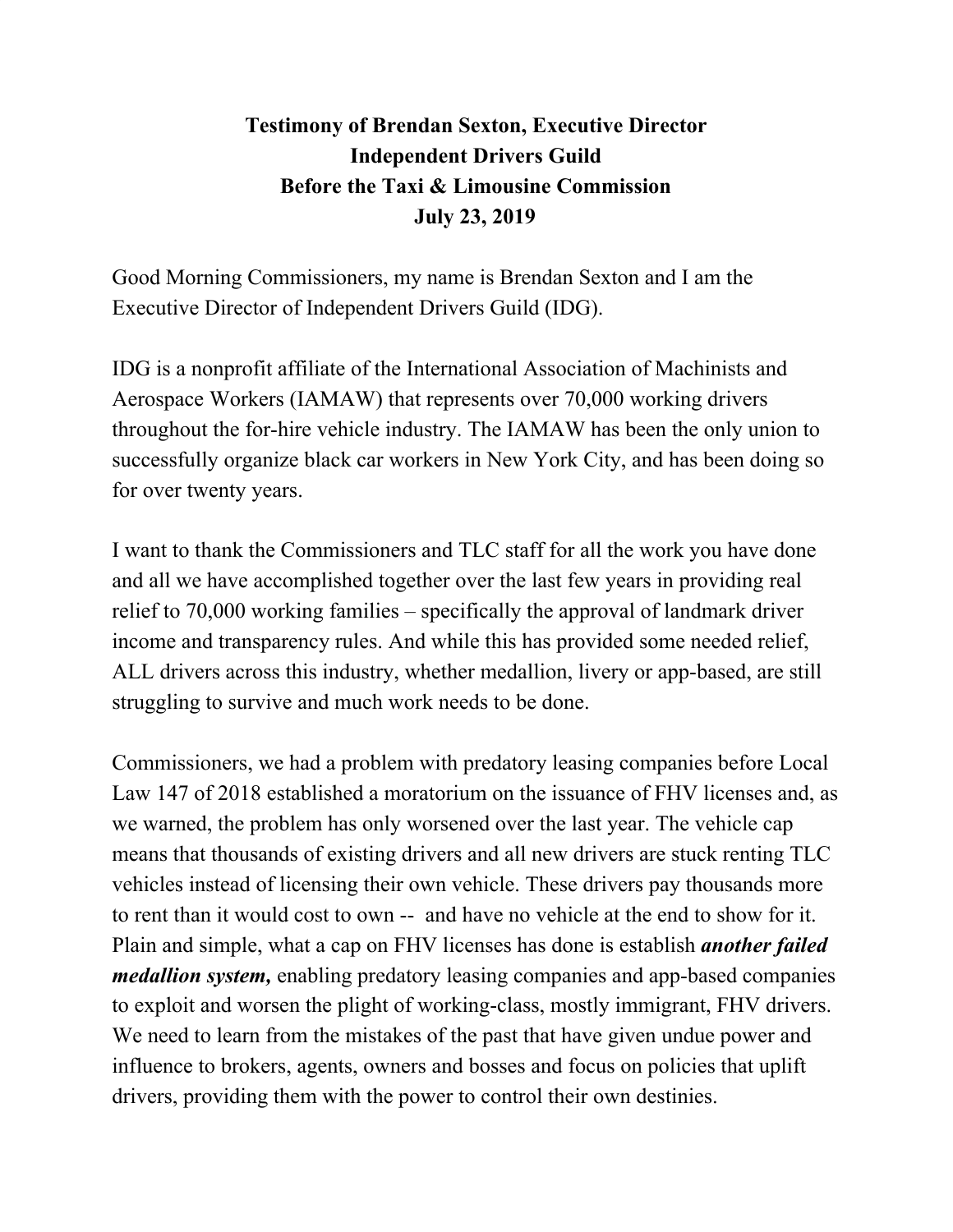**Testimony of Brendan Sexton, Executive Director**
**Independent Drivers Guild**
**Before the Taxi & Limousine Commission**
**July 23, 2019**

Good Morning Commissioners, my name is Brendan Sexton and I am the Executive Director of Independent Drivers Guild (IDG).

IDG is a nonprofit affiliate of the International Association of Machinists and Aerospace Workers (IAMAW) that represents over 70,000 working drivers throughout the for-hire vehicle industry. The IAMAW has been the only union to successfully organize black car workers in New York City, and has been doing so for over twenty years.

I want to thank the Commissioners and TLC staff for all the work you have done and all we have accomplished together over the last few years in providing real relief to 70,000 working families – specifically the approval of landmark driver income and transparency rules. And while this has provided some needed relief, ALL drivers across this industry, whether medallion, livery or app-based, are still struggling to survive and much work needs to be done.

Commissioners, we had a problem with predatory leasing companies before Local Law 147 of 2018 established a moratorium on the issuance of FHV licenses and, as we warned, the problem has only worsened over the last year. The vehicle cap means that thousands of existing drivers and all new drivers are stuck renting TLC vehicles instead of licensing their own vehicle. These drivers pay thousands more to rent than it would cost to own -- and have no vehicle at the end to show for it. Plain and simple, what a cap on FHV licenses has done is establish ***another failed medallion system,*** enabling predatory leasing companies and app-based companies to exploit and worsen the plight of working-class, mostly immigrant, FHV drivers. We need to learn from the mistakes of the past that have given undue power and influence to brokers, agents, owners and bosses and focus on policies that uplift drivers, providing them with the power to control their own destinies.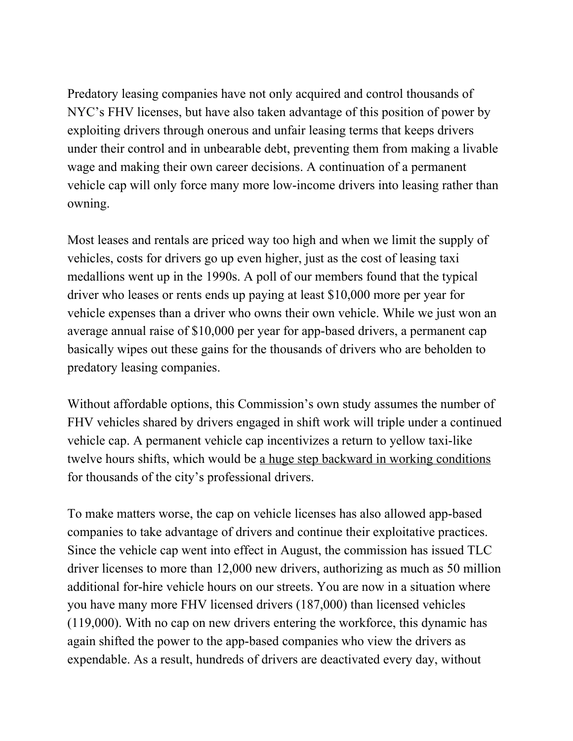Predatory leasing companies have not only acquired and control thousands of NYC's FHV licenses, but have also taken advantage of this position of power by exploiting drivers through onerous and unfair leasing terms that keeps drivers under their control and in unbearable debt, preventing them from making a livable wage and making their own career decisions. A continuation of a permanent vehicle cap will only force many more low-income drivers into leasing rather than owning.

Most leases and rentals are priced way too high and when we limit the supply of vehicles, costs for drivers go up even higher, just as the cost of leasing taxi medallions went up in the 1990s. A poll of our members found that the typical driver who leases or rents ends up paying at least $10,000 more per year for vehicle expenses than a driver who owns their own vehicle. While we just won an average annual raise of $10,000 per year for app-based drivers, a permanent cap basically wipes out these gains for the thousands of drivers who are beholden to predatory leasing companies.

Without affordable options, this Commission's own study assumes the number of FHV vehicles shared by drivers engaged in shift work will triple under a continued vehicle cap. A permanent vehicle cap incentivizes a return to yellow taxi-like twelve hours shifts, which would be a huge step backward in working conditions for thousands of the city's professional drivers.

To make matters worse, the cap on vehicle licenses has also allowed app-based companies to take advantage of drivers and continue their exploitative practices. Since the vehicle cap went into effect in August, the commission has issued TLC driver licenses to more than 12,000 new drivers, authorizing as much as 50 million additional for-hire vehicle hours on our streets. You are now in a situation where you have many more FHV licensed drivers (187,000) than licensed vehicles (119,000). With no cap on new drivers entering the workforce, this dynamic has again shifted the power to the app-based companies who view the drivers as expendable. As a result, hundreds of drivers are deactivated every day, without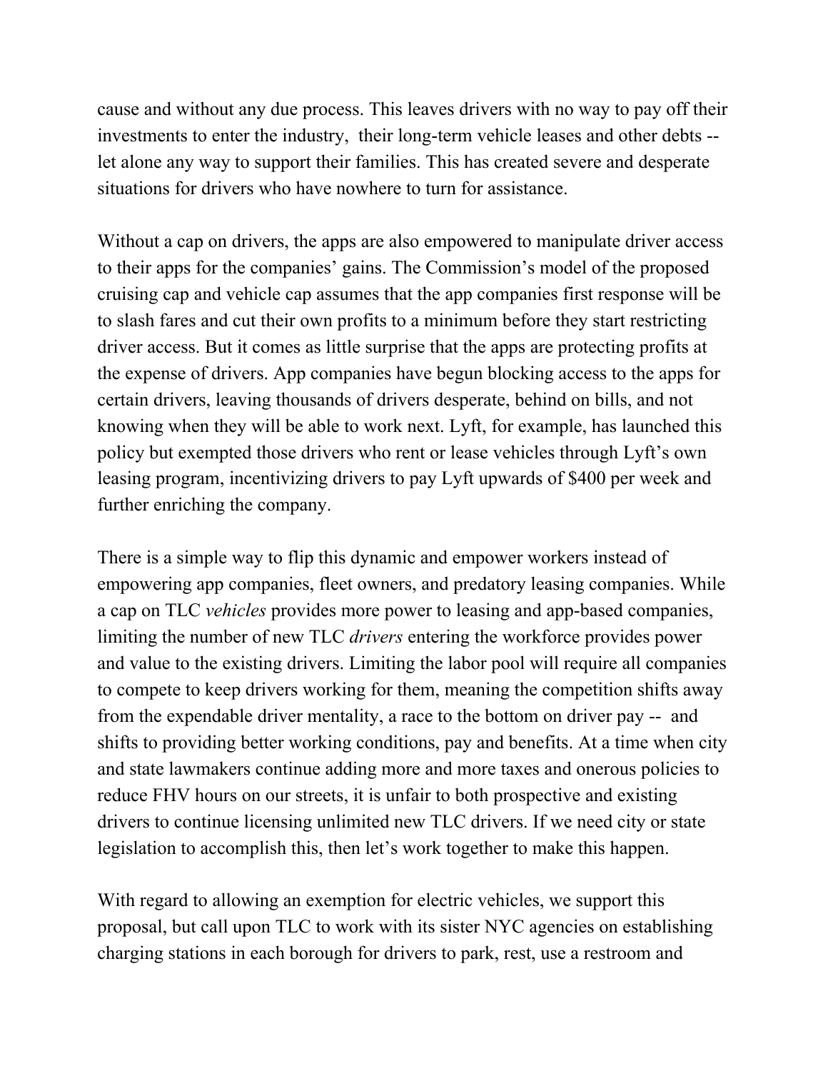cause and without any due process. This leaves drivers with no way to pay off their investments to enter the industry, their long-term vehicle leases and other debts -- let alone any way to support their families. This has created severe and desperate situations for drivers who have nowhere to turn for assistance.

Without a cap on drivers, the apps are also empowered to manipulate driver access to their apps for the companies' gains. The Commission's model of the proposed cruising cap and vehicle cap assumes that the app companies first response will be to slash fares and cut their own profits to a minimum before they start restricting driver access. But it comes as little surprise that the apps are protecting profits at the expense of drivers. App companies have begun blocking access to the apps for certain drivers, leaving thousands of drivers desperate, behind on bills, and not knowing when they will be able to work next. Lyft, for example, has launched this policy but exempted those drivers who rent or lease vehicles through Lyft's own leasing program, incentivizing drivers to pay Lyft upwards of $400 per week and further enriching the company.

There is a simple way to flip this dynamic and empower workers instead of empowering app companies, fleet owners, and predatory leasing companies. While a cap on TLC *vehicles* provides more power to leasing and app-based companies, limiting the number of new TLC *drivers* entering the workforce provides power and value to the existing drivers. Limiting the labor pool will require all companies to compete to keep drivers working for them, meaning the competition shifts away from the expendable driver mentality, a race to the bottom on driver pay -- and shifts to providing better working conditions, pay and benefits. At a time when city and state lawmakers continue adding more and more taxes and onerous policies to reduce FHV hours on our streets, it is unfair to both prospective and existing drivers to continue licensing unlimited new TLC drivers. If we need city or state legislation to accomplish this, then let's work together to make this happen.

With regard to allowing an exemption for electric vehicles, we support this proposal, but call upon TLC to work with its sister NYC agencies on establishing charging stations in each borough for drivers to park, rest, use a restroom and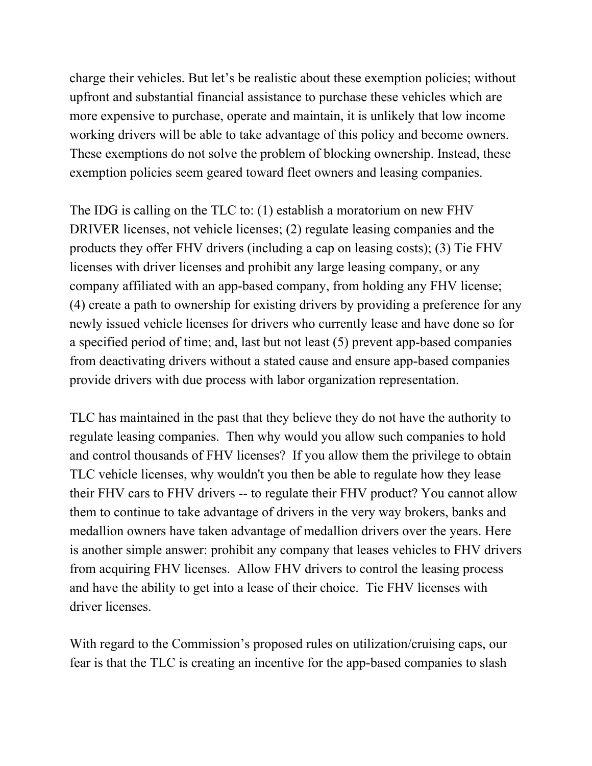charge their vehicles. But let's be realistic about these exemption policies; without upfront and substantial financial assistance to purchase these vehicles which are more expensive to purchase, operate and maintain, it is unlikely that low income working drivers will be able to take advantage of this policy and become owners. These exemptions do not solve the problem of blocking ownership. Instead, these exemption policies seem geared toward fleet owners and leasing companies.

The IDG is calling on the TLC to: (1) establish a moratorium on new FHV DRIVER licenses, not vehicle licenses; (2) regulate leasing companies and the products they offer FHV drivers (including a cap on leasing costs); (3) Tie FHV licenses with driver licenses and prohibit any large leasing company, or any company affiliated with an app-based company, from holding any FHV license; (4) create a path to ownership for existing drivers by providing a preference for any newly issued vehicle licenses for drivers who currently lease and have done so for a specified period of time; and, last but not least (5) prevent app-based companies from deactivating drivers without a stated cause and ensure app-based companies provide drivers with due process with labor organization representation.

TLC has maintained in the past that they believe they do not have the authority to regulate leasing companies. Then why would you allow such companies to hold and control thousands of FHV licenses? If you allow them the privilege to obtain TLC vehicle licenses, why wouldn't you then be able to regulate how they lease their FHV cars to FHV drivers -- to regulate their FHV product? You cannot allow them to continue to take advantage of drivers in the very way brokers, banks and medallion owners have taken advantage of medallion drivers over the years. Here is another simple answer: prohibit any company that leases vehicles to FHV drivers from acquiring FHV licenses. Allow FHV drivers to control the leasing process and have the ability to get into a lease of their choice. Tie FHV licenses with driver licenses.

With regard to the Commission's proposed rules on utilization/cruising caps, our fear is that the TLC is creating an incentive for the app-based companies to slash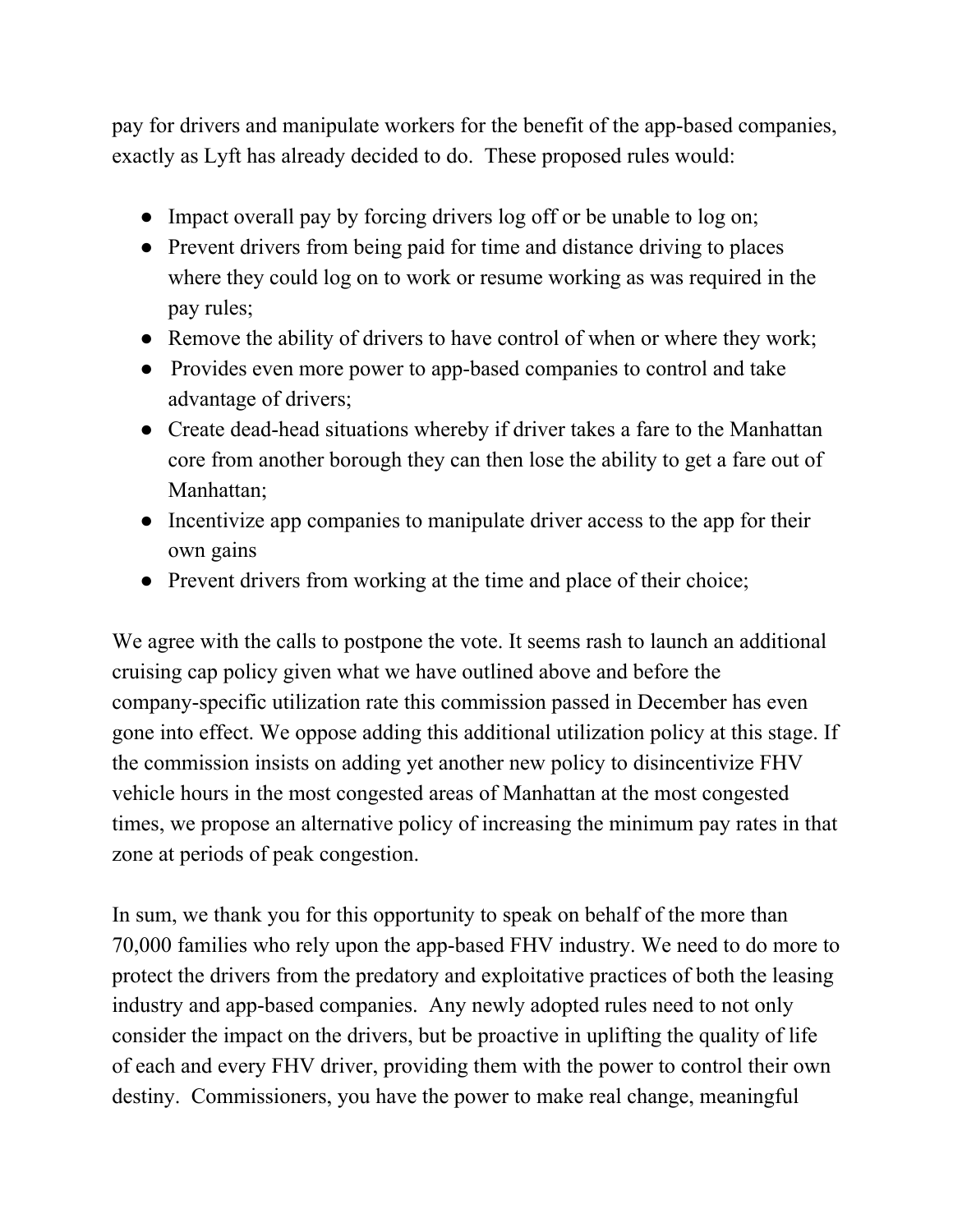pay for drivers and manipulate workers for the benefit of the app-based companies, exactly as Lyft has already decided to do. These proposed rules would:

- Impact overall pay by forcing drivers log off or be unable to log on;
- Prevent drivers from being paid for time and distance driving to places where they could log on to work or resume working as was required in the pay rules;
- Remove the ability of drivers to have control of when or where they work;
- Provides even more power to app-based companies to control and take advantage of drivers;
- Create dead-head situations whereby if driver takes a fare to the Manhattan core from another borough they can then lose the ability to get a fare out of Manhattan;
- Incentivize app companies to manipulate driver access to the app for their own gains
- Prevent drivers from working at the time and place of their choice;

We agree with the calls to postpone the vote. It seems rash to launch an additional cruising cap policy given what we have outlined above and before the company-specific utilization rate this commission passed in December has even gone into effect. We oppose adding this additional utilization policy at this stage. If the commission insists on adding yet another new policy to disincentivize FHV vehicle hours in the most congested areas of Manhattan at the most congested times, we propose an alternative policy of increasing the minimum pay rates in that zone at periods of peak congestion.

In sum, we thank you for this opportunity to speak on behalf of the more than 70,000 families who rely upon the app-based FHV industry. We need to do more to protect the drivers from the predatory and exploitative practices of both the leasing industry and app-based companies. Any newly adopted rules need to not only consider the impact on the drivers, but be proactive in uplifting the quality of life of each and every FHV driver, providing them with the power to control their own destiny. Commissioners, you have the power to make real change, meaningful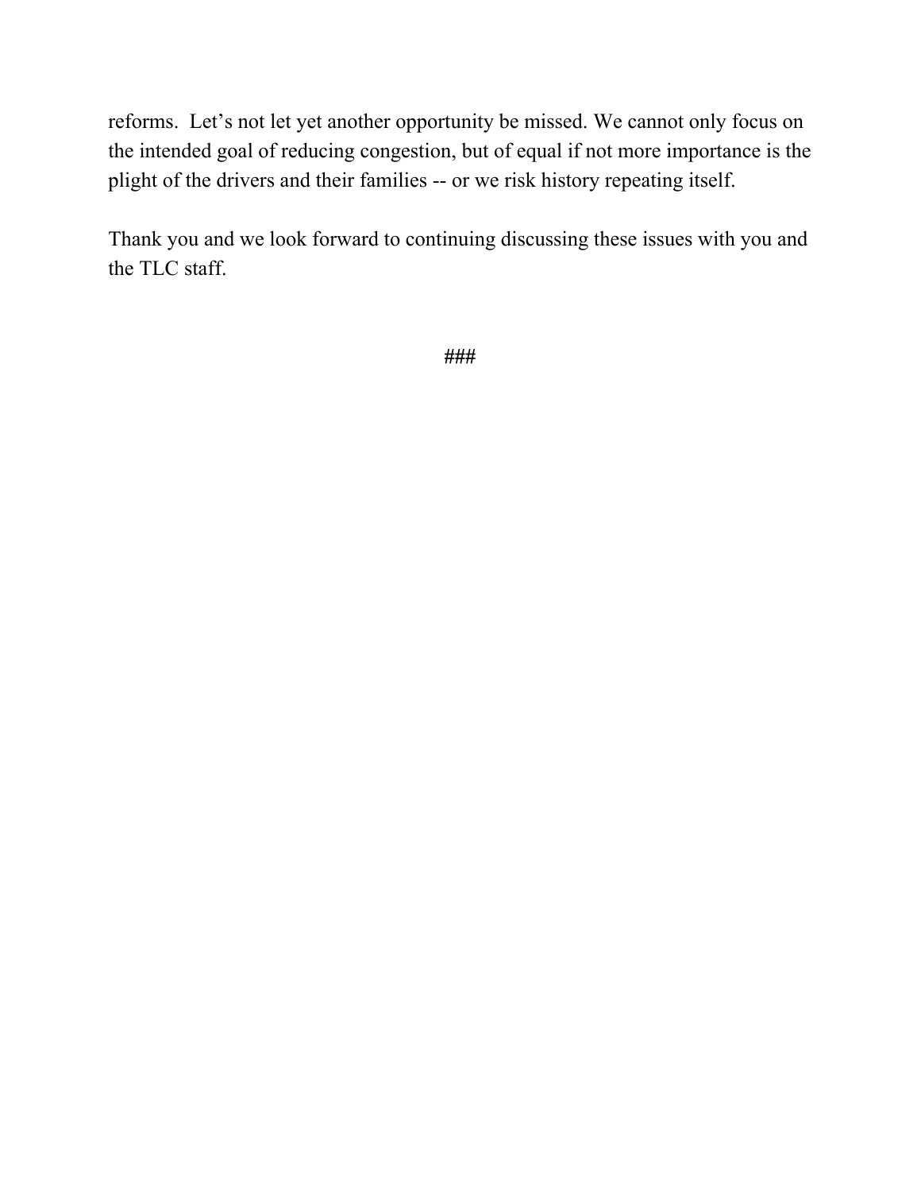reforms.  Let's not let yet another opportunity be missed. We cannot only focus on the intended goal of reducing congestion, but of equal if not more importance is the plight of the drivers and their families -- or we risk history repeating itself.

Thank you and we look forward to continuing discussing these issues with you and the TLC staff.

###